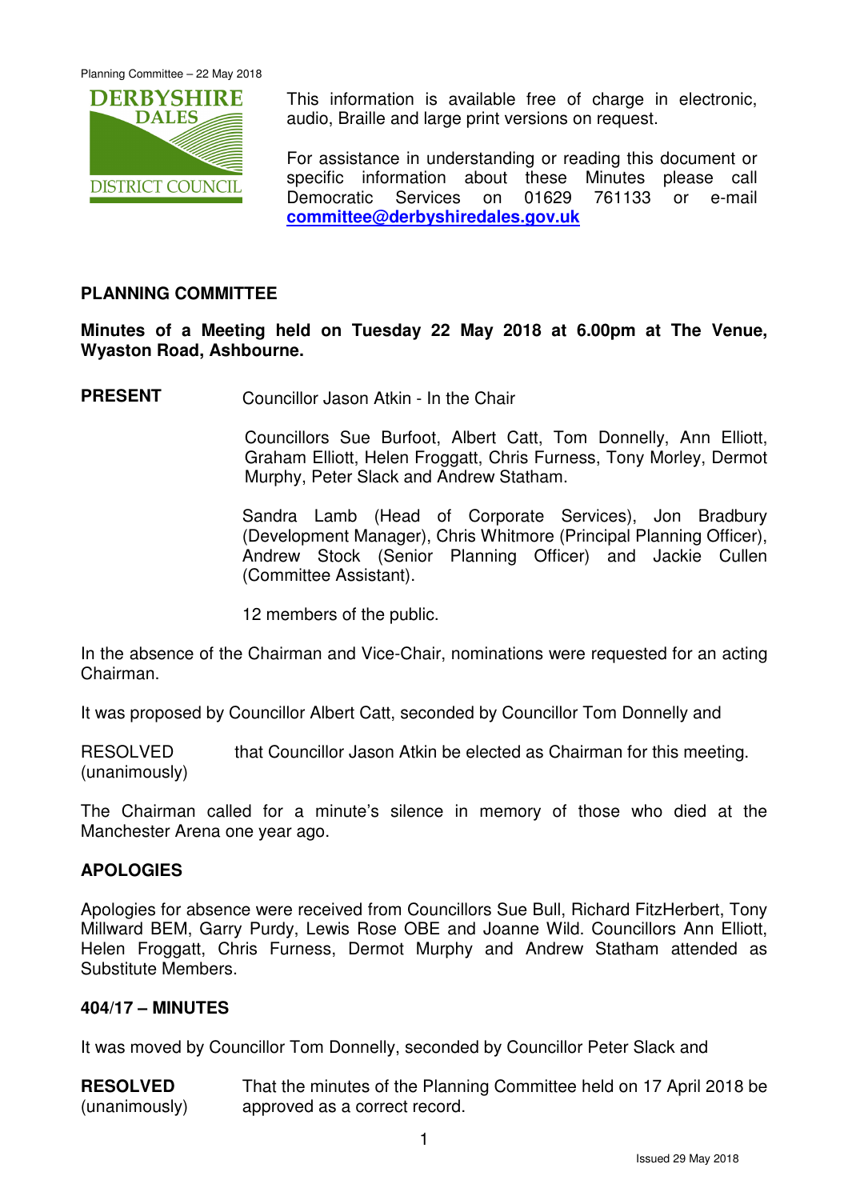This information is available free of charge in electronic, audio, Braille and large print versions on request.

For assistance in understanding or reading this document or specific information about these Minutes please call Democratic Services on 01629 761133 or e-mail **committee@derbyshiredales.gov.uk**

## PLANNING COMMITTEE

**Minutes of a Meeting held on Tuesday 22 May 2018 at 6.00pm at The Venue, Wyaston Road, Ashbourne.**

**PRESENT** Councillor Jason Atkin - In the Chair

Councillors Sue Burfoot, Albert Catt, Tom Donnelly, Ann Elliott, Graham Elliott, Helen Froggatt, Chris Furness, Tony Morley, Dermot Murphy, Peter Slack and Andrew Statham.

Sandra Lamb (Head of Corporate Services), Jon Bradbury (Development Manager), Chris Whitmore (Principal Planning Officer), Andrew Stock (Senior Planning Officer) and Jackie Cullen (Committee Assistant).

12 members of the public.

In the absence of the Chairman and Vice-Chair, nominations were requested for an acting Chairman.

It was proposed by Councillor Albert Catt, seconded by Councillor Tom Donnelly and

RESOLVED (unanimously) that Councillor Jason Atkin be elected as Chairman for this meeting.

The Chairman called for a minute's silence in memory of those who died at the Manchester Arena one year ago.

### APOLOGIES

Apologies for absence were received from Councillors Sue Bull, Richard FitzHerbert, Tony Millward BEM, Garry Purdy, Lewis Rose OBE and Joanne Wild. Councillors Ann Elliott, Helen Froggatt, Chris Furness, Dermot Murphy and Andrew Statham attended as Substitute Members.

### 404/17 – MINUTES

It was moved by Councillor Tom Donnelly, seconded by Councillor Peter Slack and

**RESOLVED** (unanimously) That the minutes of the Planning Committee held on 17 April 2018 be approved as a correct record.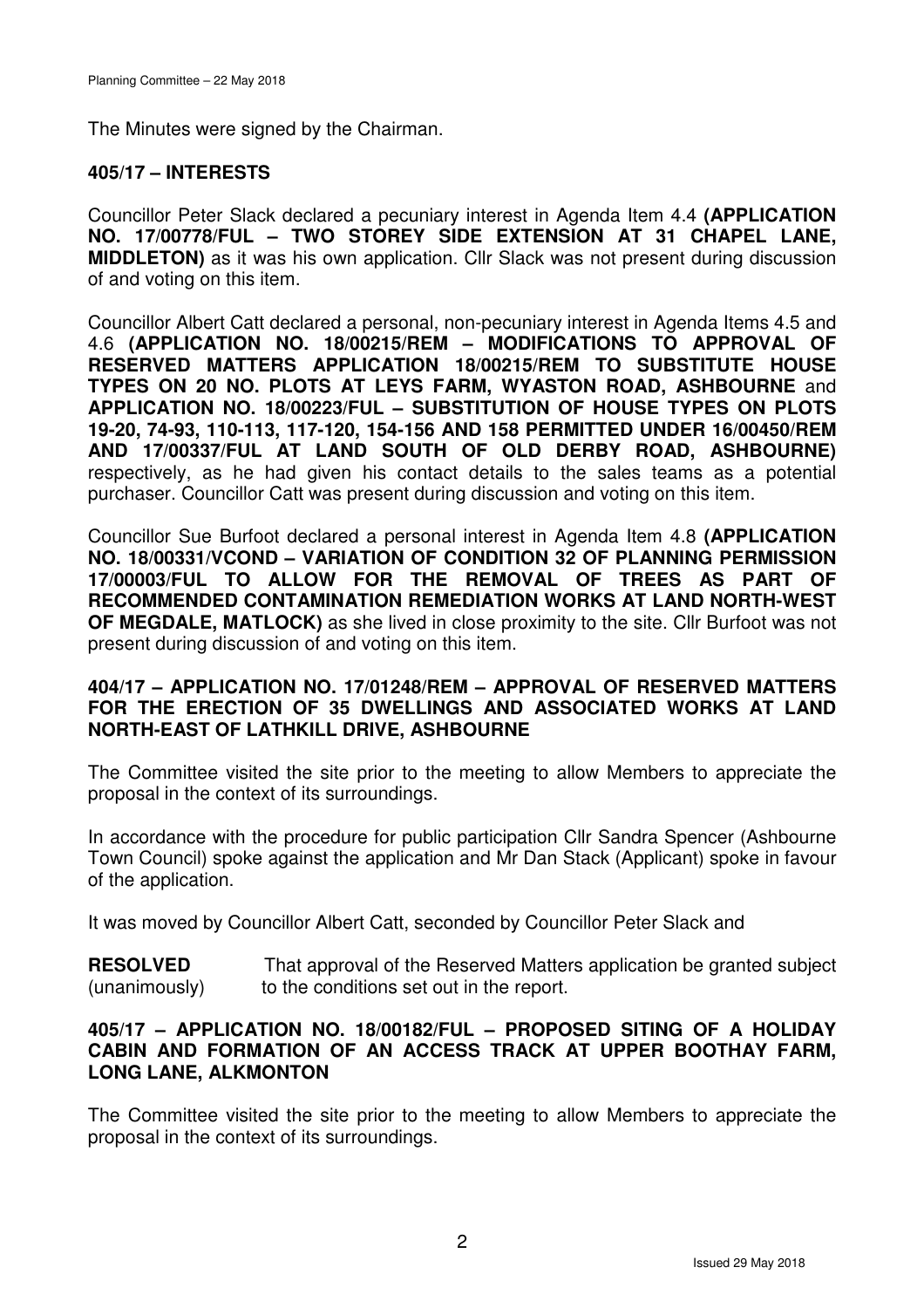The Minutes were signed by the Chairman.

## 405/17 – INTERESTS

Councillor Peter Slack declared a pecuniary interest in Agenda Item 4.4 **(APPLICATION NO. 17/00778/FUL – TWO STOREY SIDE EXTENSION AT 31 CHAPEL LANE, MIDDLETON)** as it was his own application. Cllr Slack was not present during discussion of and voting on this item.

Councillor Albert Catt declared a personal, non-pecuniary interest in Agenda Items 4.5 and 4.6 **(APPLICATION NO. 18/00215/REM – MODIFICATIONS TO APPROVAL OF RESERVED MATTERS APPLICATION 18/00215/REM TO SUBSTITUTE HOUSE TYPES ON 20 NO. PLOTS AT LEYS FARM, WYASTON ROAD, ASHBOURNE** and **APPLICATION NO. 18/00223/FUL – SUBSTITUTION OF HOUSE TYPES ON PLOTS 19-20, 74-93, 110-113, 117-120, 154-156 AND 158 PERMITTED UNDER 16/00450/REM AND 17/00337/FUL AT LAND SOUTH OF OLD DERBY ROAD, ASHBOURNE)** respectively, as he had given his contact details to the sales teams as a potential purchaser. Councillor Catt was present during discussion and voting on this item.

Councillor Sue Burfoot declared a personal interest in Agenda Item 4.8 **(APPLICATION NO. 18/00331/VCOND – VARIATION OF CONDITION 32 OF PLANNING PERMISSION 17/00003/FUL TO ALLOW FOR THE REMOVAL OF TREES AS PART OF RECOMMENDED CONTAMINATION REMEDIATION WORKS AT LAND NORTH-WEST OF MEGDALE, MATLOCK)** as she lived in close proximity to the site. Cllr Burfoot was not present during discussion of and voting on this item.

## 404/17 – APPLICATION NO. 17/01248/REM – APPROVAL OF RESERVED MATTERS FOR THE ERECTION OF 35 DWELLINGS AND ASSOCIATED WORKS AT LAND NORTH-EAST OF LATHKILL DRIVE, ASHBOURNE

The Committee visited the site prior to the meeting to allow Members to appreciate the proposal in the context of its surroundings.

In accordance with the procedure for public participation Cllr Sandra Spencer (Ashbourne Town Council) spoke against the application and Mr Dan Stack (Applicant) spoke in favour of the application.

It was moved by Councillor Albert Catt, seconded by Councillor Peter Slack and

**RESOLVED** (unanimously) That approval of the Reserved Matters application be granted subject to the conditions set out in the report.

## 405/17 – APPLICATION NO. 18/00182/FUL – PROPOSED SITING OF A HOLIDAY CABIN AND FORMATION OF AN ACCESS TRACK AT UPPER BOOTHAY FARM, LONG LANE, ALKMONTON

The Committee visited the site prior to the meeting to allow Members to appreciate the proposal in the context of its surroundings.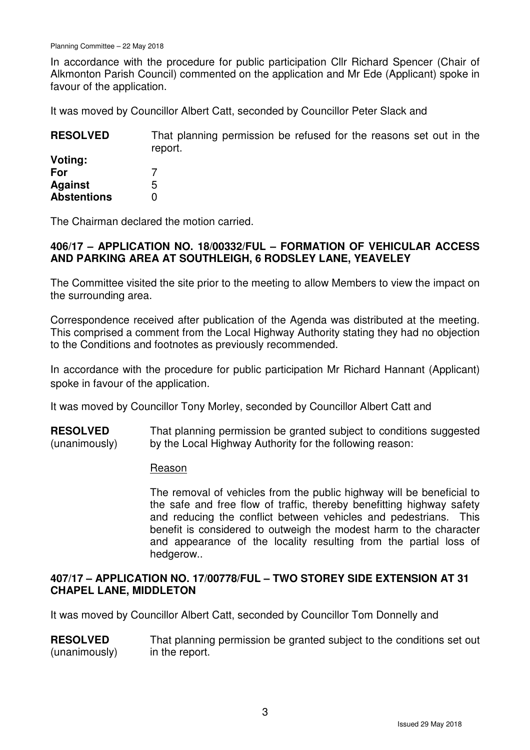In accordance with the procedure for public participation Cllr Richard Spencer (Chair of Alkmonton Parish Council) commented on the application and Mr Ede (Applicant) spoke in favour of the application.

It was moved by Councillor Albert Catt, seconded by Councillor Peter Slack and

**RESOLVED** That planning permission be refused for the reasons set out in the report.

| **Voting:** | |
|---|---|
| **For** | 7 |
| **Against** | 5 |
| **Abstentions** | 0 |

The Chairman declared the motion carried.

### 406/17 – APPLICATION NO. 18/00332/FUL – FORMATION OF VEHICULAR ACCESS AND PARKING AREA AT SOUTHLEIGH, 6 RODSLEY LANE, YEAVELEY

The Committee visited the site prior to the meeting to allow Members to view the impact on the surrounding area.

Correspondence received after publication of the Agenda was distributed at the meeting. This comprised a comment from the Local Highway Authority stating they had no objection to the Conditions and footnotes as previously recommended.

In accordance with the procedure for public participation Mr Richard Hannant (Applicant) spoke in favour of the application.

It was moved by Councillor Tony Morley, seconded by Councillor Albert Catt and

**RESOLVED** (unanimously) That planning permission be granted subject to conditions suggested by the Local Highway Authority for the following reason:

Reason

The removal of vehicles from the public highway will be beneficial to the safe and free flow of traffic, thereby benefitting highway safety and reducing the conflict between vehicles and pedestrians. This benefit is considered to outweigh the modest harm to the character and appearance of the locality resulting from the partial loss of hedgerow..

### 407/17 – APPLICATION NO. 17/00778/FUL – TWO STOREY SIDE EXTENSION AT 31 CHAPEL LANE, MIDDLETON

It was moved by Councillor Albert Catt, seconded by Councillor Tom Donnelly and

**RESOLVED** (unanimously) That planning permission be granted subject to the conditions set out in the report.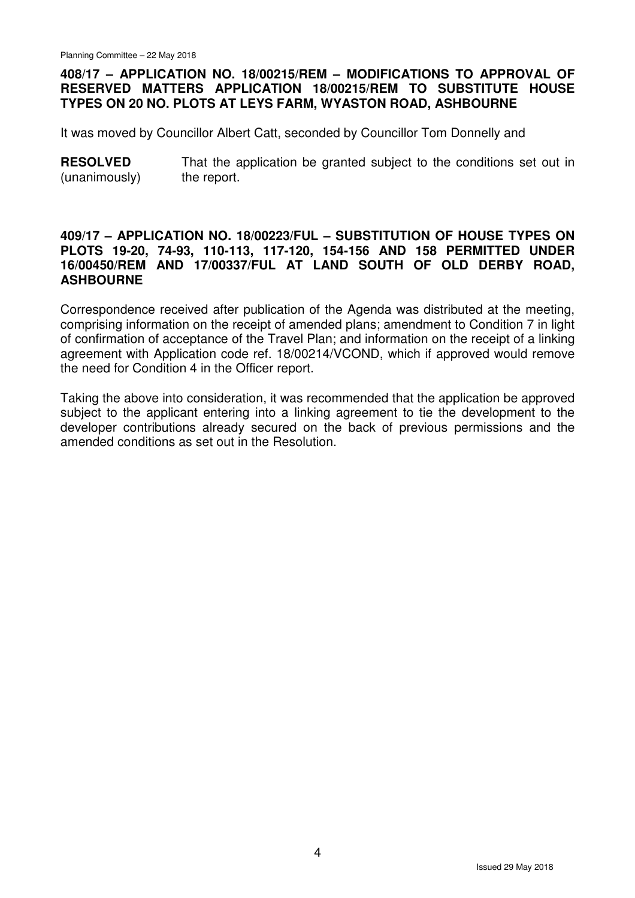**408/17 – APPLICATION NO. 18/00215/REM – MODIFICATIONS TO APPROVAL OF RESERVED MATTERS APPLICATION 18/00215/REM TO SUBSTITUTE HOUSE TYPES ON 20 NO. PLOTS AT LEYS FARM, WYASTON ROAD, ASHBOURNE**

It was moved by Councillor Albert Catt, seconded by Councillor Tom Donnelly and

**RESOLVED** (unanimously) That the application be granted subject to the conditions set out in the report.

**409/17 – APPLICATION NO. 18/00223/FUL – SUBSTITUTION OF HOUSE TYPES ON PLOTS 19-20, 74-93, 110-113, 117-120, 154-156 AND 158 PERMITTED UNDER 16/00450/REM AND 17/00337/FUL AT LAND SOUTH OF OLD DERBY ROAD, ASHBOURNE**

Correspondence received after publication of the Agenda was distributed at the meeting, comprising information on the receipt of amended plans; amendment to Condition 7 in light of confirmation of acceptance of the Travel Plan; and information on the receipt of a linking agreement with Application code ref. 18/00214/VCOND, which if approved would remove the need for Condition 4 in the Officer report.

Taking the above into consideration, it was recommended that the application be approved subject to the applicant entering into a linking agreement to tie the development to the developer contributions already secured on the back of previous permissions and the amended conditions as set out in the Resolution.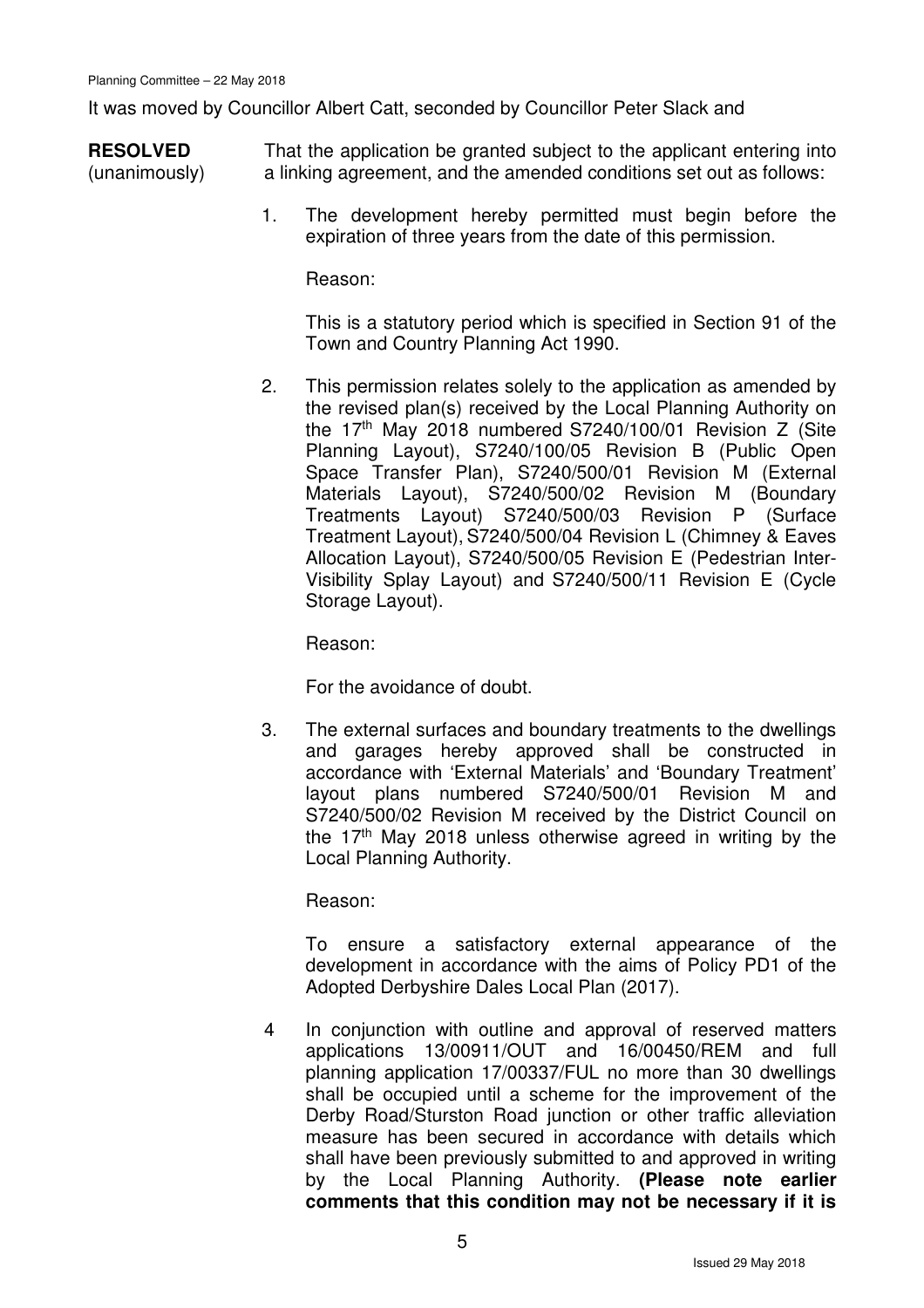It was moved by Councillor Albert Catt, seconded by Councillor Peter Slack and

**RESOLVED** (unanimously)

That the application be granted subject to the applicant entering into a linking agreement, and the amended conditions set out as follows:

1. The development hereby permitted must begin before the expiration of three years from the date of this permission.

   Reason:

   This is a statutory period which is specified in Section 91 of the Town and Country Planning Act 1990.

2. This permission relates solely to the application as amended by the revised plan(s) received by the Local Planning Authority on the 17th May 2018 numbered S7240/100/01 Revision Z (Site Planning Layout), S7240/100/05 Revision B (Public Open Space Transfer Plan), S7240/500/01 Revision M (External Materials Layout), S7240/500/02 Revision M (Boundary Treatments Layout) S7240/500/03 Revision P (Surface Treatment Layout), S7240/500/04 Revision L (Chimney & Eaves Allocation Layout), S7240/500/05 Revision E (Pedestrian Inter-Visibility Splay Layout) and S7240/500/11 Revision E (Cycle Storage Layout).

   Reason:

   For the avoidance of doubt.

3. The external surfaces and boundary treatments to the dwellings and garages hereby approved shall be constructed in accordance with 'External Materials' and 'Boundary Treatment' layout plans numbered S7240/500/01 Revision M and S7240/500/02 Revision M received by the District Council on the 17th May 2018 unless otherwise agreed in writing by the Local Planning Authority.

   Reason:

   To ensure a satisfactory external appearance of the development in accordance with the aims of Policy PD1 of the Adopted Derbyshire Dales Local Plan (2017).

4. In conjunction with outline and approval of reserved matters applications 13/00911/OUT and 16/00450/REM and full planning application 17/00337/FUL no more than 30 dwellings shall be occupied until a scheme for the improvement of the Derby Road/Sturston Road junction or other traffic alleviation measure has been secured in accordance with details which shall have been previously submitted to and approved in writing by the Local Planning Authority. **(Please note earlier comments that this condition may not be necessary if it is**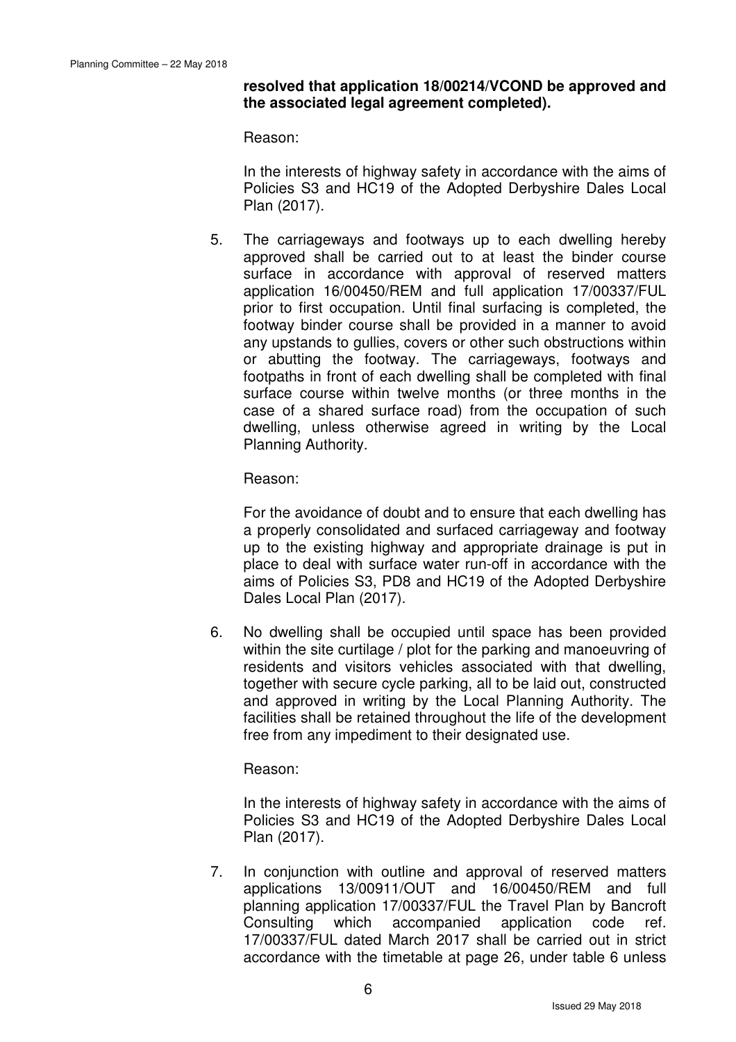**resolved that application 18/00214/VCOND be approved and the associated legal agreement completed).**

Reason:

In the interests of highway safety in accordance with the aims of Policies S3 and HC19 of the Adopted Derbyshire Dales Local Plan (2017).

5. The carriageways and footways up to each dwelling hereby approved shall be carried out to at least the binder course surface in accordance with approval of reserved matters application 16/00450/REM and full application 17/00337/FUL prior to first occupation. Until final surfacing is completed, the footway binder course shall be provided in a manner to avoid any upstands to gullies, covers or other such obstructions within or abutting the footway. The carriageways, footways and footpaths in front of each dwelling shall be completed with final surface course within twelve months (or three months in the case of a shared surface road) from the occupation of such dwelling, unless otherwise agreed in writing by the Local Planning Authority.

   Reason:

   For the avoidance of doubt and to ensure that each dwelling has a properly consolidated and surfaced carriageway and footway up to the existing highway and appropriate drainage is put in place to deal with surface water run-off in accordance with the aims of Policies S3, PD8 and HC19 of the Adopted Derbyshire Dales Local Plan (2017).

6. No dwelling shall be occupied until space has been provided within the site curtilage / plot for the parking and manoeuvring of residents and visitors vehicles associated with that dwelling, together with secure cycle parking, all to be laid out, constructed and approved in writing by the Local Planning Authority. The facilities shall be retained throughout the life of the development free from any impediment to their designated use.

   Reason:

   In the interests of highway safety in accordance with the aims of Policies S3 and HC19 of the Adopted Derbyshire Dales Local Plan (2017).

7. In conjunction with outline and approval of reserved matters applications 13/00911/OUT and 16/00450/REM and full planning application 17/00337/FUL the Travel Plan by Bancroft Consulting which accompanied application code ref. 17/00337/FUL dated March 2017 shall be carried out in strict accordance with the timetable at page 26, under table 6 unless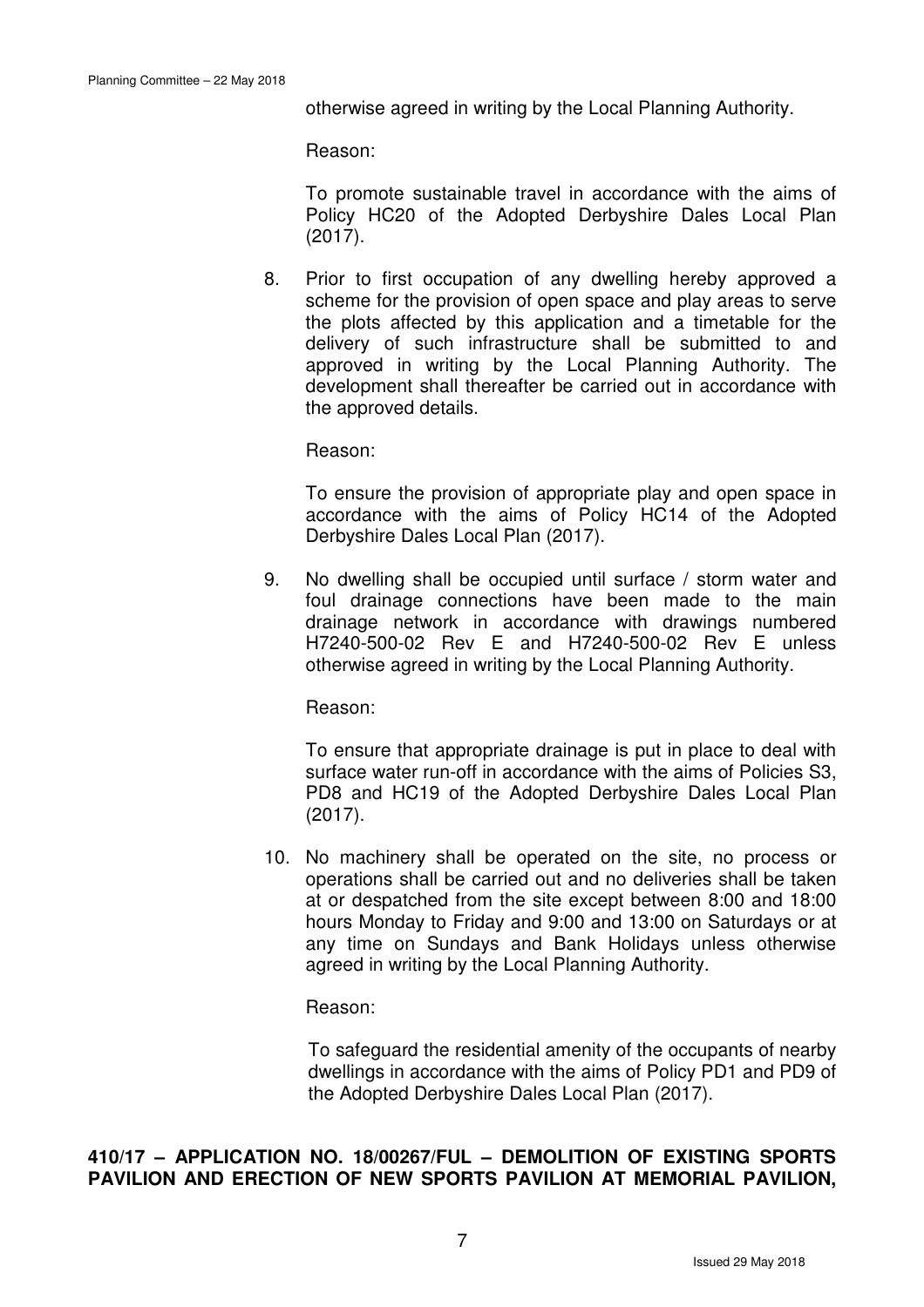otherwise agreed in writing by the Local Planning Authority.

Reason:

To promote sustainable travel in accordance with the aims of Policy HC20 of the Adopted Derbyshire Dales Local Plan (2017).

8. Prior to first occupation of any dwelling hereby approved a scheme for the provision of open space and play areas to serve the plots affected by this application and a timetable for the delivery of such infrastructure shall be submitted to and approved in writing by the Local Planning Authority. The development shall thereafter be carried out in accordance with the approved details.

   Reason:

   To ensure the provision of appropriate play and open space in accordance with the aims of Policy HC14 of the Adopted Derbyshire Dales Local Plan (2017).

9. No dwelling shall be occupied until surface / storm water and foul drainage connections have been made to the main drainage network in accordance with drawings numbered H7240-500-02 Rev E and H7240-500-02 Rev E unless otherwise agreed in writing by the Local Planning Authority.

   Reason:

   To ensure that appropriate drainage is put in place to deal with surface water run-off in accordance with the aims of Policies S3, PD8 and HC19 of the Adopted Derbyshire Dales Local Plan (2017).

10. No machinery shall be operated on the site, no process or operations shall be carried out and no deliveries shall be taken at or despatched from the site except between 8:00 and 18:00 hours Monday to Friday and 9:00 and 13:00 on Saturdays or at any time on Sundays and Bank Holidays unless otherwise agreed in writing by the Local Planning Authority.

    Reason:

    To safeguard the residential amenity of the occupants of nearby dwellings in accordance with the aims of Policy PD1 and PD9 of the Adopted Derbyshire Dales Local Plan (2017).

**410/17 – APPLICATION NO. 18/00267/FUL – DEMOLITION OF EXISTING SPORTS PAVILION AND ERECTION OF NEW SPORTS PAVILION AT MEMORIAL PAVILION,**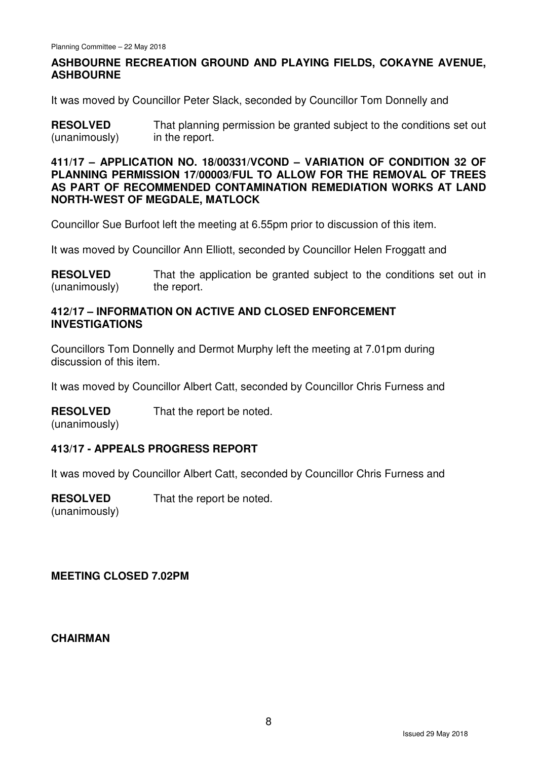**ASHBOURNE RECREATION GROUND AND PLAYING FIELDS, COKAYNE AVENUE, ASHBOURNE**

It was moved by Councillor Peter Slack, seconded by Councillor Tom Donnelly and

**RESOLVED** (unanimously) That planning permission be granted subject to the conditions set out in the report.

## 411/17 – APPLICATION NO. 18/00331/VCOND – VARIATION OF CONDITION 32 OF PLANNING PERMISSION 17/00003/FUL TO ALLOW FOR THE REMOVAL OF TREES AS PART OF RECOMMENDED CONTAMINATION REMEDIATION WORKS AT LAND NORTH-WEST OF MEGDALE, MATLOCK

Councillor Sue Burfoot left the meeting at 6.55pm prior to discussion of this item.

It was moved by Councillor Ann Elliott, seconded by Councillor Helen Froggatt and

**RESOLVED** (unanimously) That the application be granted subject to the conditions set out in the report.

## 412/17 – INFORMATION ON ACTIVE AND CLOSED ENFORCEMENT INVESTIGATIONS

Councillors Tom Donnelly and Dermot Murphy left the meeting at 7.01pm during discussion of this item.

It was moved by Councillor Albert Catt, seconded by Councillor Chris Furness and

**RESOLVED** (unanimously) That the report be noted.

## 413/17 - APPEALS PROGRESS REPORT

It was moved by Councillor Albert Catt, seconded by Councillor Chris Furness and

**RESOLVED** (unanimously) That the report be noted.

**MEETING CLOSED 7.02PM**

**CHAIRMAN**

Issued 29 May 2018